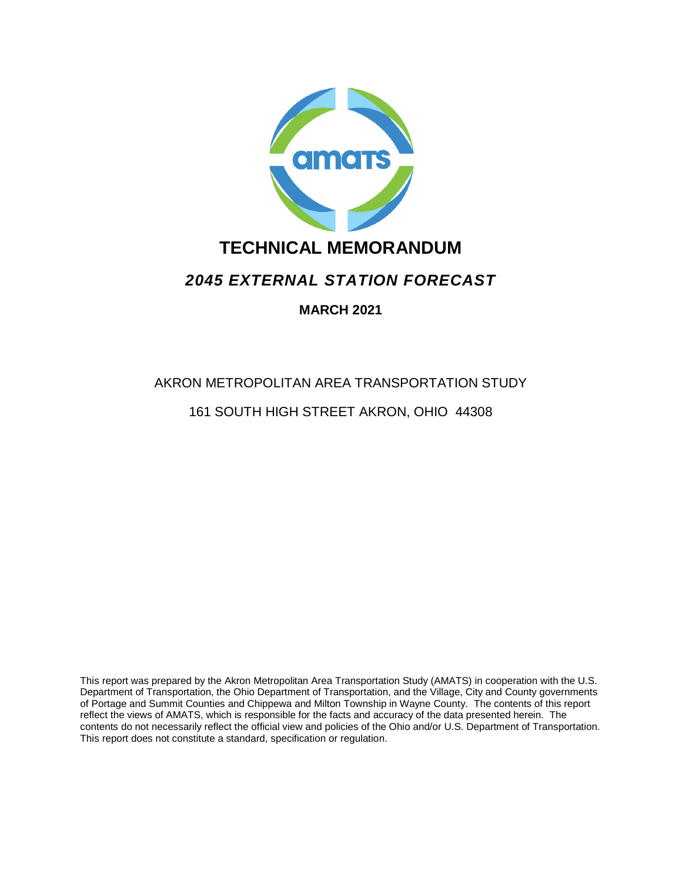# TECHNICAL MEMORANDUM

## *2045 EXTERNAL STATION FORECAST*

**MARCH 2021**

AKRON METROPOLITAN AREA TRANSPORTATION STUDY

161 SOUTH HIGH STREET AKRON, OHIO 44308

This report was prepared by the Akron Metropolitan Area Transportation Study (AMATS) in cooperation with the U.S. Department of Transportation, the Ohio Department of Transportation, and the Village, City and County governments of Portage and Summit Counties and Chippewa and Milton Township in Wayne County. The contents of this report reflect the views of AMATS, which is responsible for the facts and accuracy of the data presented herein. The contents do not necessarily reflect the official view and policies of the Ohio and/or U.S. Department of Transportation. This report does not constitute a standard, specification or regulation.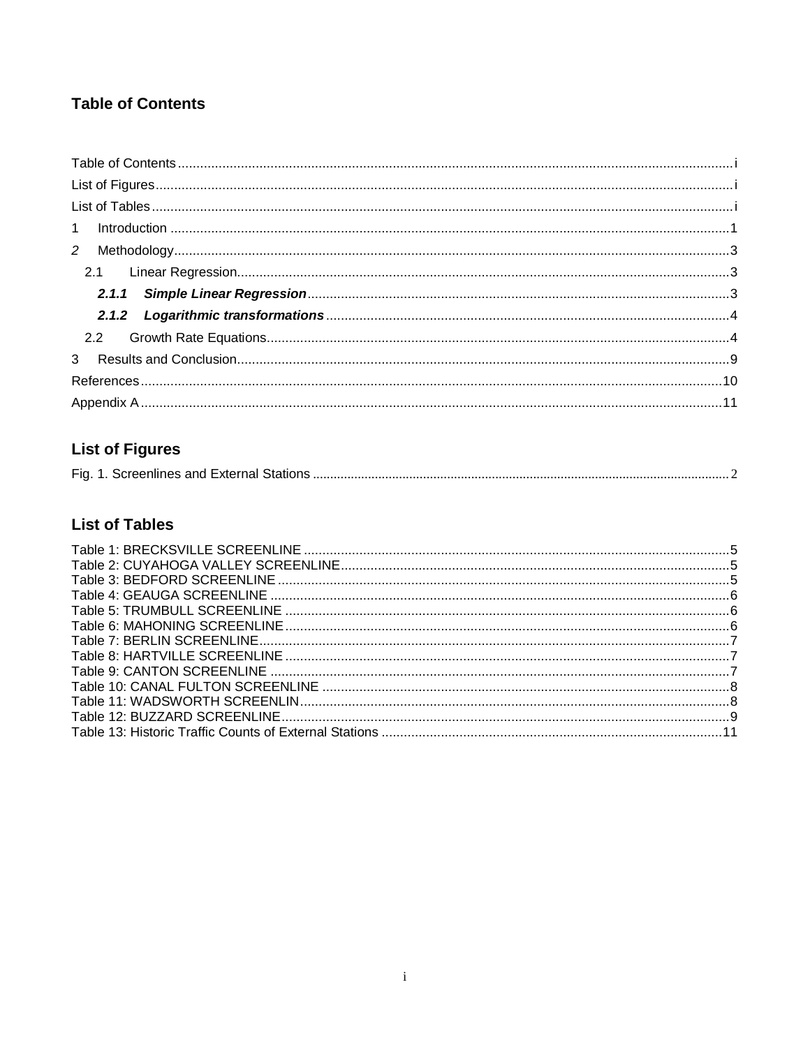## Table of Contents

Table of Contents ..... i
List of Figures ..... i
List of Tables ..... i
1 Introduction ..... 1
*2* Methodology ..... 3
2.1 Linear Regression ..... 3
***2.1.1 Simple Linear Regression*** ..... 3
***2.1.2 Logarithmic transformations*** ..... 4
2.2 Growth Rate Equations ..... 4
3 Results and Conclusion ..... 9
References ..... 10
Appendix A ..... 11

## List of Figures

Fig. 1. Screenlines and External Stations ..... 2

## List of Tables

Table 1: BRECKSVILLE SCREENLINE ..... 5
Table 2: CUYAHOGA VALLEY SCREENLINE ..... 5
Table 3: BEDFORD SCREENLINE ..... 5
Table 4: GEAUGA SCREENLINE ..... 6
Table 5: TRUMBULL SCREENLINE ..... 6
Table 6: MAHONING SCREENLINE ..... 6
Table 7: BERLIN SCREENLINE ..... 7
Table 8: HARTVILLE SCREENLINE ..... 7
Table 9: CANTON SCREENLINE ..... 7
Table 10: CANAL FULTON SCREENLINE ..... 8
Table 11: WADSWORTH SCREENLIN ..... 8
Table 12: BUZZARD SCREENLINE ..... 9
Table 13: Historic Traffic Counts of External Stations ..... 11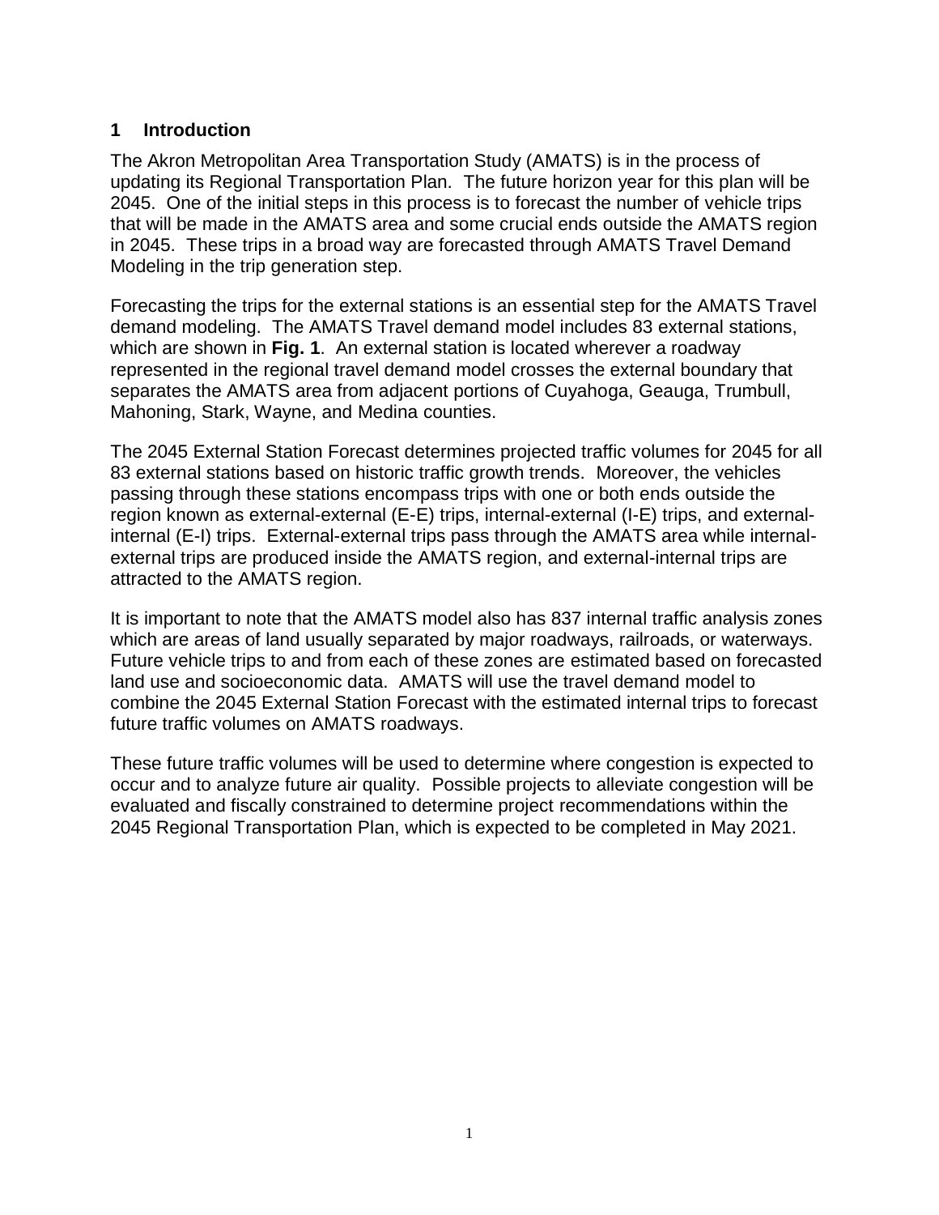# 1 Introduction

The Akron Metropolitan Area Transportation Study (AMATS) is in the process of updating its Regional Transportation Plan. The future horizon year for this plan will be 2045. One of the initial steps in this process is to forecast the number of vehicle trips that will be made in the AMATS area and some crucial ends outside the AMATS region in 2045. These trips in a broad way are forecasted through AMATS Travel Demand Modeling in the trip generation step.

Forecasting the trips for the external stations is an essential step for the AMATS Travel demand modeling. The AMATS Travel demand model includes 83 external stations, which are shown in **Fig. 1**. An external station is located wherever a roadway represented in the regional travel demand model crosses the external boundary that separates the AMATS area from adjacent portions of Cuyahoga, Geauga, Trumbull, Mahoning, Stark, Wayne, and Medina counties.

The 2045 External Station Forecast determines projected traffic volumes for 2045 for all 83 external stations based on historic traffic growth trends. Moreover, the vehicles passing through these stations encompass trips with one or both ends outside the region known as external-external (E-E) trips, internal-external (I-E) trips, and external-internal (E-I) trips. External-external trips pass through the AMATS area while internal-external trips are produced inside the AMATS region, and external-internal trips are attracted to the AMATS region.

It is important to note that the AMATS model also has 837 internal traffic analysis zones which are areas of land usually separated by major roadways, railroads, or waterways. Future vehicle trips to and from each of these zones are estimated based on forecasted land use and socioeconomic data. AMATS will use the travel demand model to combine the 2045 External Station Forecast with the estimated internal trips to forecast future traffic volumes on AMATS roadways.

These future traffic volumes will be used to determine where congestion is expected to occur and to analyze future air quality. Possible projects to alleviate congestion will be evaluated and fiscally constrained to determine project recommendations within the 2045 Regional Transportation Plan, which is expected to be completed in May 2021.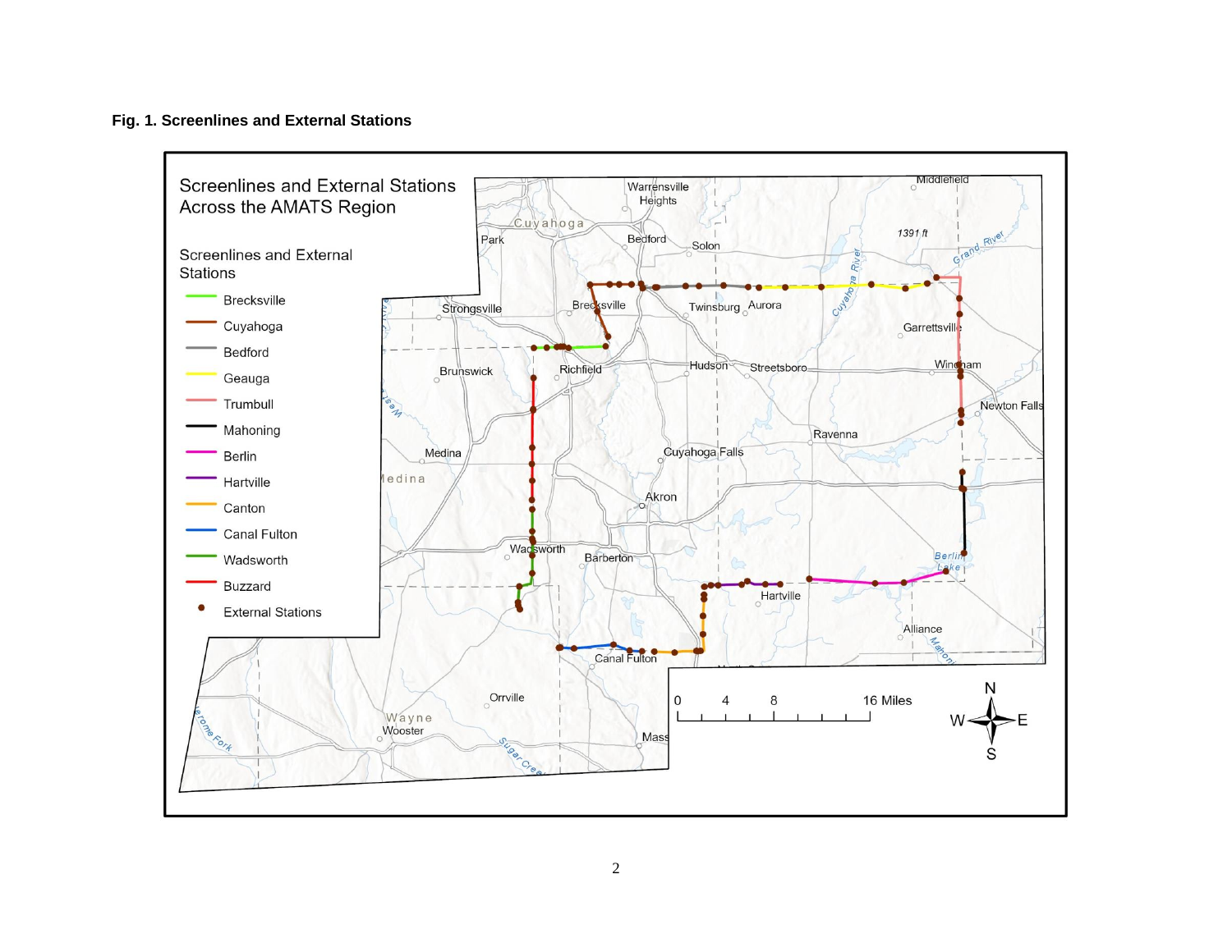**Fig. 1. Screenlines and External Stations**

Screenlines and External Stations Across the AMATS Region

Screenlines and External Stations

- Brecksville
- Cuyahoga
- Bedford
- Geauga
- Trumbull
- Mahoning
- Berlin
- Hartville
- Canton
- Canal Fulton
- Wadsworth
- Buzzard
- External Stations

0 4 8 16 Miles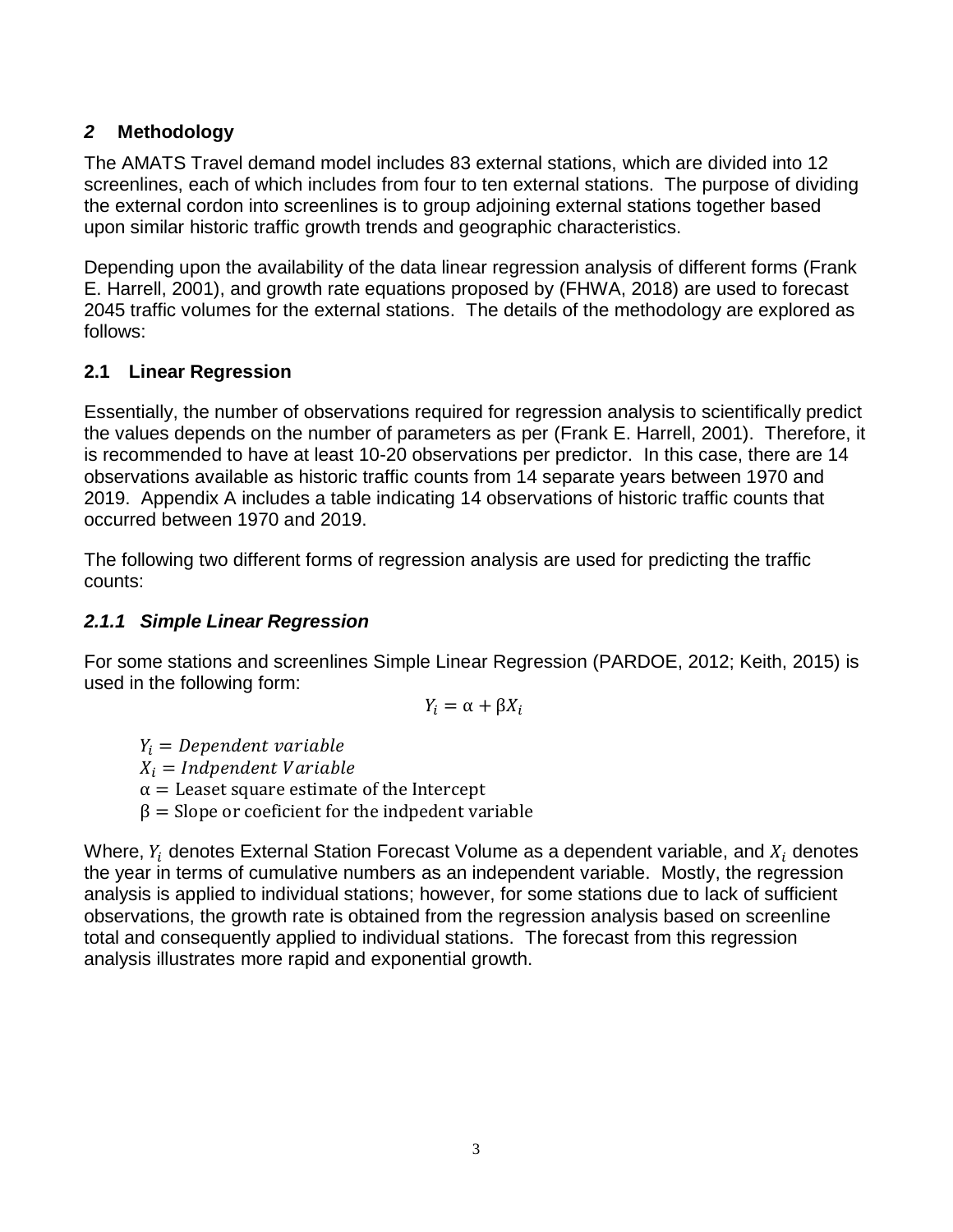## *2* Methodology

The AMATS Travel demand model includes 83 external stations, which are divided into 12 screenlines, each of which includes from four to ten external stations. The purpose of dividing the external cordon into screenlines is to group adjoining external stations together based upon similar historic traffic growth trends and geographic characteristics.

Depending upon the availability of the data linear regression analysis of different forms (Frank E. Harrell, 2001), and growth rate equations proposed by (FHWA, 2018) are used to forecast 2045 traffic volumes for the external stations. The details of the methodology are explored as follows:

### 2.1 Linear Regression

Essentially, the number of observations required for regression analysis to scientifically predict the values depends on the number of parameters as per (Frank E. Harrell, 2001). Therefore, it is recommended to have at least 10-20 observations per predictor. In this case, there are 14 observations available as historic traffic counts from 14 separate years between 1970 and 2019. Appendix A includes a table indicating 14 observations of historic traffic counts that occurred between 1970 and 2019.

The following two different forms of regression analysis are used for predicting the traffic counts:

#### *2.1.1 Simple Linear Regression*

For some stations and screenlines Simple Linear Regression (PARDOE, 2012; Keith, 2015) is used in the following form:

$$Y_i = \alpha + \beta X_i$$

$Y_i = Dependent\ variable$
$X_i = Indpendent\ Variable$
$\alpha = \text{Leaset square estimate of the Intercept}$
$\beta = \text{Slope or coeficient for the indpedent variable}$

Where, $Y_i$ denotes External Station Forecast Volume as a dependent variable, and $X_i$ denotes the year in terms of cumulative numbers as an independent variable. Mostly, the regression analysis is applied to individual stations; however, for some stations due to lack of sufficient observations, the growth rate is obtained from the regression analysis based on screenline total and consequently applied to individual stations. The forecast from this regression analysis illustrates more rapid and exponential growth.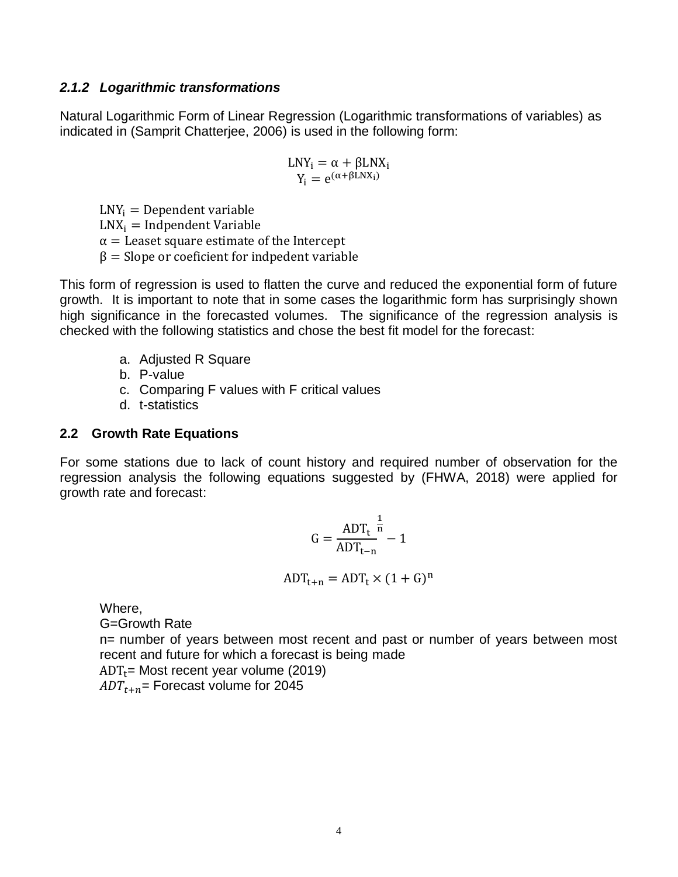### *2.1.2 Logarithmic transformations*

Natural Logarithmic Form of Linear Regression (Logarithmic transformations of variables) as indicated in (Samprit Chatterjee, 2006) is used in the following form:

$$\mathrm{LNY_i} = \alpha + \beta \mathrm{LNX_i}$$
$$\mathrm{Y_i} = e^{(\alpha + \beta \mathrm{LNX_i})}$$

$\mathrm{LNY_i}$ = Dependent variable
$\mathrm{LNX_i}$ = Indpendent Variable
$\alpha$ = Leaset square estimate of the Intercept
$\beta$ = Slope or coeficient for indpedent variable

This form of regression is used to flatten the curve and reduced the exponential form of future growth. It is important to note that in some cases the logarithmic form has surprisingly shown high significance in the forecasted volumes. The significance of the regression analysis is checked with the following statistics and chose the best fit model for the forecast:

a. Adjusted R Square
b. P-value
c. Comparing F values with F critical values
d. t-statistics

## 2.2 Growth Rate Equations

For some stations due to lack of count history and required number of observation for the regression analysis the following equations suggested by (FHWA, 2018) were applied for growth rate and forecast:

$$\mathrm{G} = \frac{\mathrm{ADT_t}}{\mathrm{ADT_{t-n}}}^{\frac{1}{n}} - 1$$

$$\mathrm{ADT_{t+n}} = \mathrm{ADT_t} \times (1 + \mathrm{G})^{n}$$

Where,
G=Growth Rate
n= number of years between most recent and past or number of years between most recent and future for which a forecast is being made
$\mathrm{ADT_t}$= Most recent year volume (2019)
$ADT_{t+n}$= Forecast volume for 2045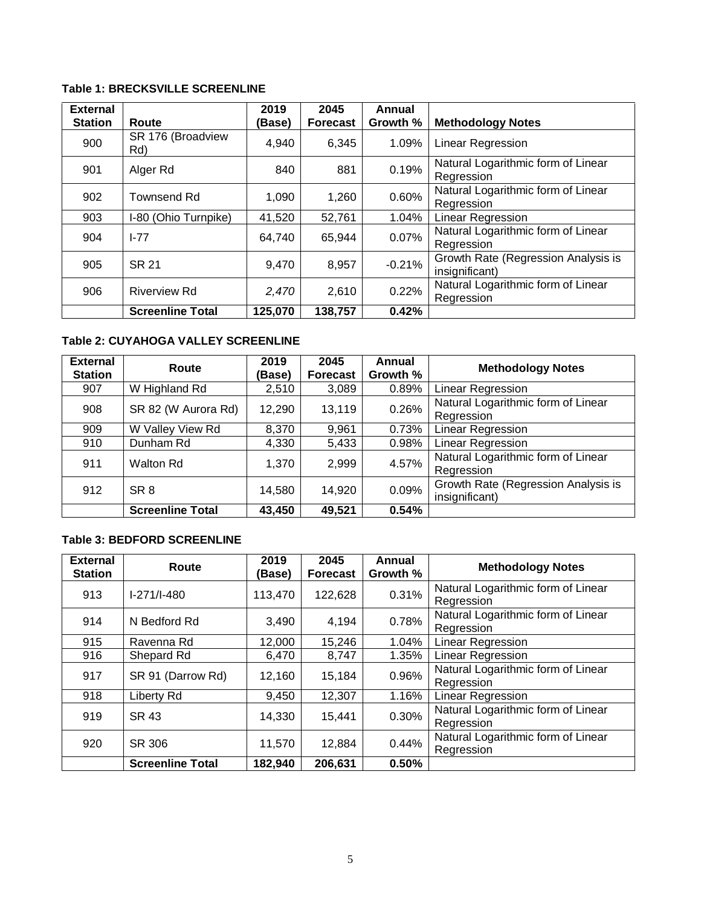**Table 1: BRECKSVILLE SCREENLINE**

| External Station | Route | 2019 (Base) | 2045 Forecast | Annual Growth % | Methodology Notes |
|---|---|---|---|---|---|
| 900 | SR 176 (Broadview Rd) | 4,940 | 6,345 | 1.09% | Linear Regression |
| 901 | Alger Rd | 840 | 881 | 0.19% | Natural Logarithmic form of Linear Regression |
| 902 | Townsend Rd | 1,090 | 1,260 | 0.60% | Natural Logarithmic form of Linear Regression |
| 903 | I-80 (Ohio Turnpike) | 41,520 | 52,761 | 1.04% | Linear Regression |
| 904 | I-77 | 64,740 | 65,944 | 0.07% | Natural Logarithmic form of Linear Regression |
| 905 | SR 21 | 9,470 | 8,957 | -0.21% | Growth Rate (Regression Analysis is insignificant) |
| 906 | Riverview Rd | *2,470* | 2,610 | 0.22% | Natural Logarithmic form of Linear Regression |
| | **Screenline Total** | **125,070** | **138,757** | **0.42%** | |

**Table 2: CUYAHOGA VALLEY SCREENLINE**

| External Station | Route | 2019 (Base) | 2045 Forecast | Annual Growth % | Methodology Notes |
|---|---|---|---|---|---|
| 907 | W Highland Rd | 2,510 | 3,089 | 0.89% | Linear Regression |
| 908 | SR 82 (W Aurora Rd) | 12,290 | 13,119 | 0.26% | Natural Logarithmic form of Linear Regression |
| 909 | W Valley View Rd | 8,370 | 9,961 | 0.73% | Linear Regression |
| 910 | Dunham Rd | 4,330 | 5,433 | 0.98% | Linear Regression |
| 911 | Walton Rd | 1,370 | 2,999 | 4.57% | Natural Logarithmic form of Linear Regression |
| 912 | SR 8 | 14,580 | 14,920 | 0.09% | Growth Rate (Regression Analysis is insignificant) |
| | **Screenline Total** | **43,450** | **49,521** | **0.54%** | |

**Table 3: BEDFORD SCREENLINE**

| External Station | Route | 2019 (Base) | 2045 Forecast | Annual Growth % | Methodology Notes |
|---|---|---|---|---|---|
| 913 | I-271/I-480 | 113,470 | 122,628 | 0.31% | Natural Logarithmic form of Linear Regression |
| 914 | N Bedford Rd | 3,490 | 4,194 | 0.78% | Natural Logarithmic form of Linear Regression |
| 915 | Ravenna Rd | 12,000 | 15,246 | 1.04% | Linear Regression |
| 916 | Shepard Rd | 6,470 | 8,747 | 1.35% | Linear Regression |
| 917 | SR 91 (Darrow Rd) | 12,160 | 15,184 | 0.96% | Natural Logarithmic form of Linear Regression |
| 918 | Liberty Rd | 9,450 | 12,307 | 1.16% | Linear Regression |
| 919 | SR 43 | 14,330 | 15,441 | 0.30% | Natural Logarithmic form of Linear Regression |
| 920 | SR 306 | 11,570 | 12,884 | 0.44% | Natural Logarithmic form of Linear Regression |
| | **Screenline Total** | **182,940** | **206,631** | **0.50%** | |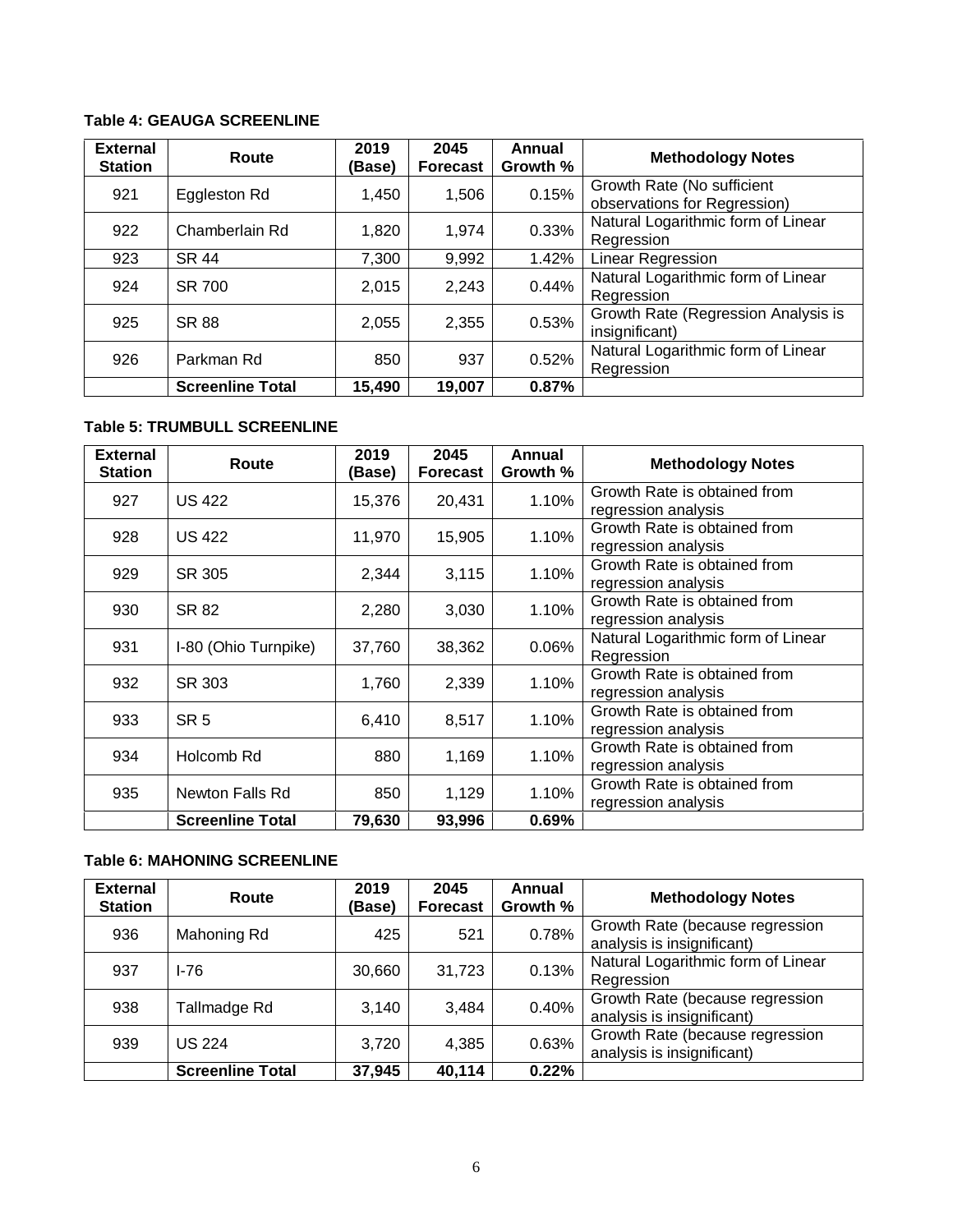**Table 4: GEAUGA SCREENLINE**

| External Station | Route | 2019 (Base) | 2045 Forecast | Annual Growth % | Methodology Notes |
|---|---|---|---|---|---|
| 921 | Eggleston Rd | 1,450 | 1,506 | 0.15% | Growth Rate (No sufficient observations for Regression) |
| 922 | Chamberlain Rd | 1,820 | 1,974 | 0.33% | Natural Logarithmic form of Linear Regression |
| 923 | SR 44 | 7,300 | 9,992 | 1.42% | Linear Regression |
| 924 | SR 700 | 2,015 | 2,243 | 0.44% | Natural Logarithmic form of Linear Regression |
| 925 | SR 88 | 2,055 | 2,355 | 0.53% | Growth Rate (Regression Analysis is insignificant) |
| 926 | Parkman Rd | 850 | 937 | 0.52% | Natural Logarithmic form of Linear Regression |
| | **Screenline Total** | **15,490** | **19,007** | **0.87%** | |

**Table 5: TRUMBULL SCREENLINE**

| External Station | Route | 2019 (Base) | 2045 Forecast | Annual Growth % | Methodology Notes |
|---|---|---|---|---|---|
| 927 | US 422 | 15,376 | 20,431 | 1.10% | Growth Rate is obtained from regression analysis |
| 928 | US 422 | 11,970 | 15,905 | 1.10% | Growth Rate is obtained from regression analysis |
| 929 | SR 305 | 2,344 | 3,115 | 1.10% | Growth Rate is obtained from regression analysis |
| 930 | SR 82 | 2,280 | 3,030 | 1.10% | Growth Rate is obtained from regression analysis |
| 931 | I-80 (Ohio Turnpike) | 37,760 | 38,362 | 0.06% | Natural Logarithmic form of Linear Regression |
| 932 | SR 303 | 1,760 | 2,339 | 1.10% | Growth Rate is obtained from regression analysis |
| 933 | SR 5 | 6,410 | 8,517 | 1.10% | Growth Rate is obtained from regression analysis |
| 934 | Holcomb Rd | 880 | 1,169 | 1.10% | Growth Rate is obtained from regression analysis |
| 935 | Newton Falls Rd | 850 | 1,129 | 1.10% | Growth Rate is obtained from regression analysis |
| | **Screenline Total** | **79,630** | **93,996** | **0.69%** | |

**Table 6: MAHONING SCREENLINE**

| External Station | Route | 2019 (Base) | 2045 Forecast | Annual Growth % | Methodology Notes |
|---|---|---|---|---|---|
| 936 | Mahoning Rd | 425 | 521 | 0.78% | Growth Rate (because regression analysis is insignificant) |
| 937 | I-76 | 30,660 | 31,723 | 0.13% | Natural Logarithmic form of Linear Regression |
| 938 | Tallmadge Rd | 3,140 | 3,484 | 0.40% | Growth Rate (because regression analysis is insignificant) |
| 939 | US 224 | 3,720 | 4,385 | 0.63% | Growth Rate (because regression analysis is insignificant) |
| | **Screenline Total** | **37,945** | **40,114** | **0.22%** | |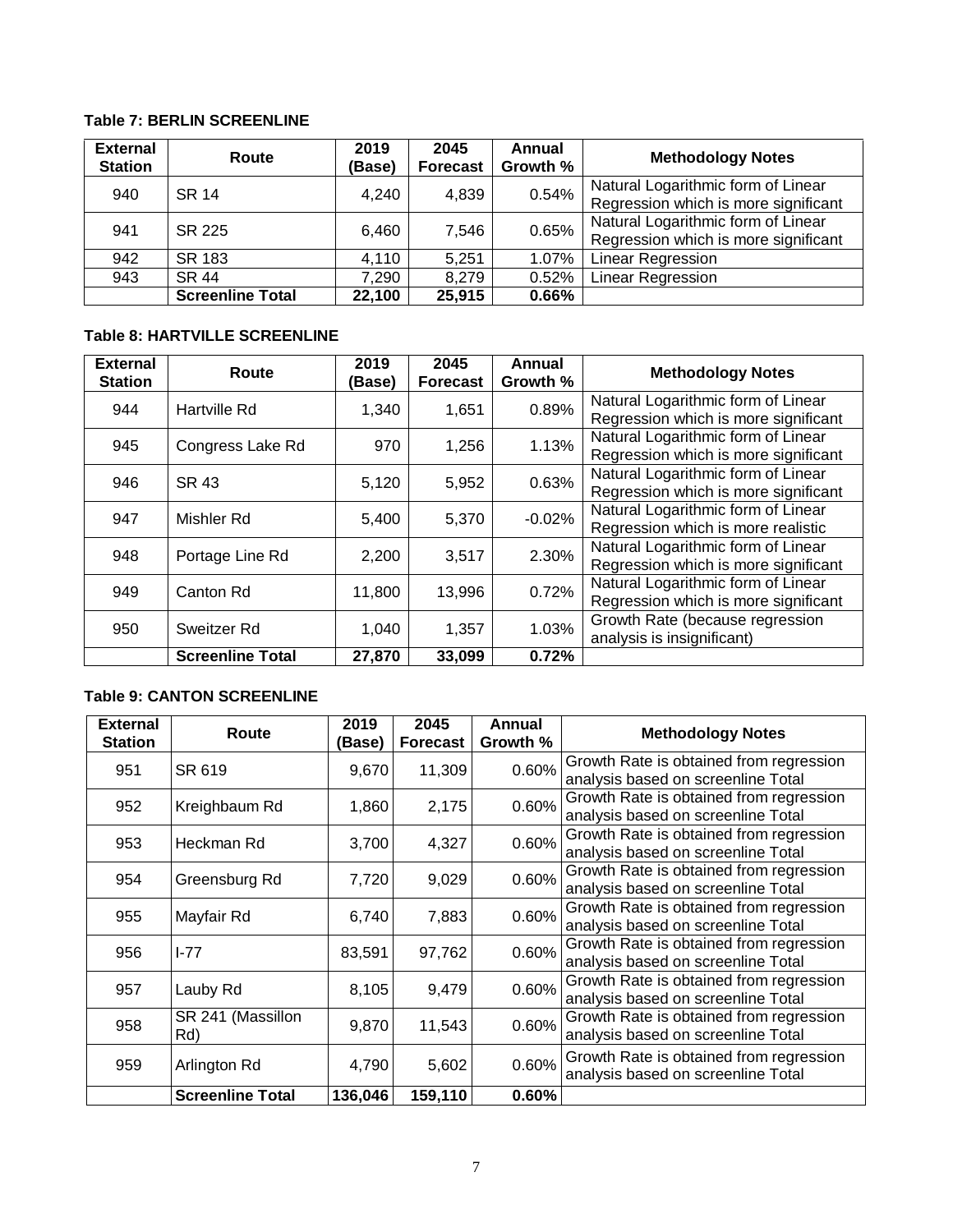**Table 7: BERLIN SCREENLINE**

| External Station | Route | 2019 (Base) | 2045 Forecast | Annual Growth % | Methodology Notes |
|---|---|---|---|---|---|
| 940 | SR 14 | 4,240 | 4,839 | 0.54% | Natural Logarithmic form of Linear Regression which is more significant |
| 941 | SR 225 | 6,460 | 7,546 | 0.65% | Natural Logarithmic form of Linear Regression which is more significant |
| 942 | SR 183 | 4,110 | 5,251 | 1.07% | Linear Regression |
| 943 | SR 44 | 7,290 | 8,279 | 0.52% | Linear Regression |
| | **Screenline Total** | **22,100** | **25,915** | **0.66%** | |

**Table 8: HARTVILLE SCREENLINE**

| External Station | Route | 2019 (Base) | 2045 Forecast | Annual Growth % | Methodology Notes |
|---|---|---|---|---|---|
| 944 | Hartville Rd | 1,340 | 1,651 | 0.89% | Natural Logarithmic form of Linear Regression which is more significant |
| 945 | Congress Lake Rd | 970 | 1,256 | 1.13% | Natural Logarithmic form of Linear Regression which is more significant |
| 946 | SR 43 | 5,120 | 5,952 | 0.63% | Natural Logarithmic form of Linear Regression which is more significant |
| 947 | Mishler Rd | 5,400 | 5,370 | -0.02% | Natural Logarithmic form of Linear Regression which is more realistic |
| 948 | Portage Line Rd | 2,200 | 3,517 | 2.30% | Natural Logarithmic form of Linear Regression which is more significant |
| 949 | Canton Rd | 11,800 | 13,996 | 0.72% | Natural Logarithmic form of Linear Regression which is more significant |
| 950 | Sweitzer Rd | 1,040 | 1,357 | 1.03% | Growth Rate (because regression analysis is insignificant) |
| | **Screenline Total** | **27,870** | **33,099** | **0.72%** | |

**Table 9: CANTON SCREENLINE**

| External Station | Route | 2019 (Base) | 2045 Forecast | Annual Growth % | Methodology Notes |
|---|---|---|---|---|---|
| 951 | SR 619 | 9,670 | 11,309 | 0.60% | Growth Rate is obtained from regression analysis based on screenline Total |
| 952 | Kreighbaum Rd | 1,860 | 2,175 | 0.60% | Growth Rate is obtained from regression analysis based on screenline Total |
| 953 | Heckman Rd | 3,700 | 4,327 | 0.60% | Growth Rate is obtained from regression analysis based on screenline Total |
| 954 | Greensburg Rd | 7,720 | 9,029 | 0.60% | Growth Rate is obtained from regression analysis based on screenline Total |
| 955 | Mayfair Rd | 6,740 | 7,883 | 0.60% | Growth Rate is obtained from regression analysis based on screenline Total |
| 956 | I-77 | 83,591 | 97,762 | 0.60% | Growth Rate is obtained from regression analysis based on screenline Total |
| 957 | Lauby Rd | 8,105 | 9,479 | 0.60% | Growth Rate is obtained from regression analysis based on screenline Total |
| 958 | SR 241 (Massillon Rd) | 9,870 | 11,543 | 0.60% | Growth Rate is obtained from regression analysis based on screenline Total |
| 959 | Arlington Rd | 4,790 | 5,602 | 0.60% | Growth Rate is obtained from regression analysis based on screenline Total |
| | **Screenline Total** | **136,046** | **159,110** | **0.60%** | |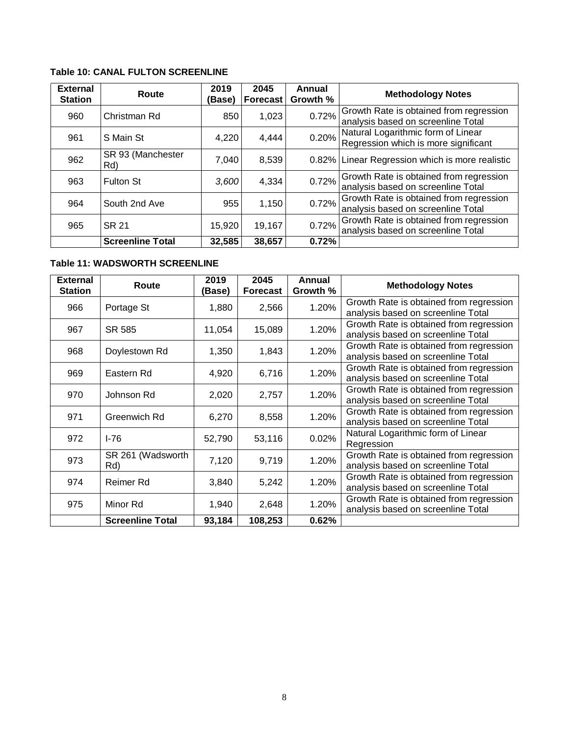**Table 10: CANAL FULTON SCREENLINE**

| External Station | Route | 2019 (Base) | 2045 Forecast | Annual Growth % | Methodology Notes |
|---|---|---|---|---|---|
| 960 | Christman Rd | 850 | 1,023 | 0.72% | Growth Rate is obtained from regression analysis based on screenline Total |
| 961 | S Main St | 4,220 | 4,444 | 0.20% | Natural Logarithmic form of Linear Regression which is more significant |
| 962 | SR 93 (Manchester Rd) | 7,040 | 8,539 | 0.82% | Linear Regression which is more realistic |
| 963 | Fulton St | *3,600* | 4,334 | 0.72% | Growth Rate is obtained from regression analysis based on screenline Total |
| 964 | South 2nd Ave | 955 | 1,150 | 0.72% | Growth Rate is obtained from regression analysis based on screenline Total |
| 965 | SR 21 | 15,920 | 19,167 | 0.72% | Growth Rate is obtained from regression analysis based on screenline Total |
| | **Screenline Total** | **32,585** | **38,657** | **0.72%** | |

**Table 11: WADSWORTH SCREENLINE**

| External Station | Route | 2019 (Base) | 2045 Forecast | Annual Growth % | Methodology Notes |
|---|---|---|---|---|---|
| 966 | Portage St | 1,880 | 2,566 | 1.20% | Growth Rate is obtained from regression analysis based on screenline Total |
| 967 | SR 585 | 11,054 | 15,089 | 1.20% | Growth Rate is obtained from regression analysis based on screenline Total |
| 968 | Doylestown Rd | 1,350 | 1,843 | 1.20% | Growth Rate is obtained from regression analysis based on screenline Total |
| 969 | Eastern Rd | 4,920 | 6,716 | 1.20% | Growth Rate is obtained from regression analysis based on screenline Total |
| 970 | Johnson Rd | 2,020 | 2,757 | 1.20% | Growth Rate is obtained from regression analysis based on screenline Total |
| 971 | Greenwich Rd | 6,270 | 8,558 | 1.20% | Growth Rate is obtained from regression analysis based on screenline Total |
| 972 | I-76 | 52,790 | 53,116 | 0.02% | Natural Logarithmic form of Linear Regression |
| 973 | SR 261 (Wadsworth Rd) | 7,120 | 9,719 | 1.20% | Growth Rate is obtained from regression analysis based on screenline Total |
| 974 | Reimer Rd | 3,840 | 5,242 | 1.20% | Growth Rate is obtained from regression analysis based on screenline Total |
| 975 | Minor Rd | 1,940 | 2,648 | 1.20% | Growth Rate is obtained from regression analysis based on screenline Total |
| | **Screenline Total** | **93,184** | **108,253** | **0.62%** | |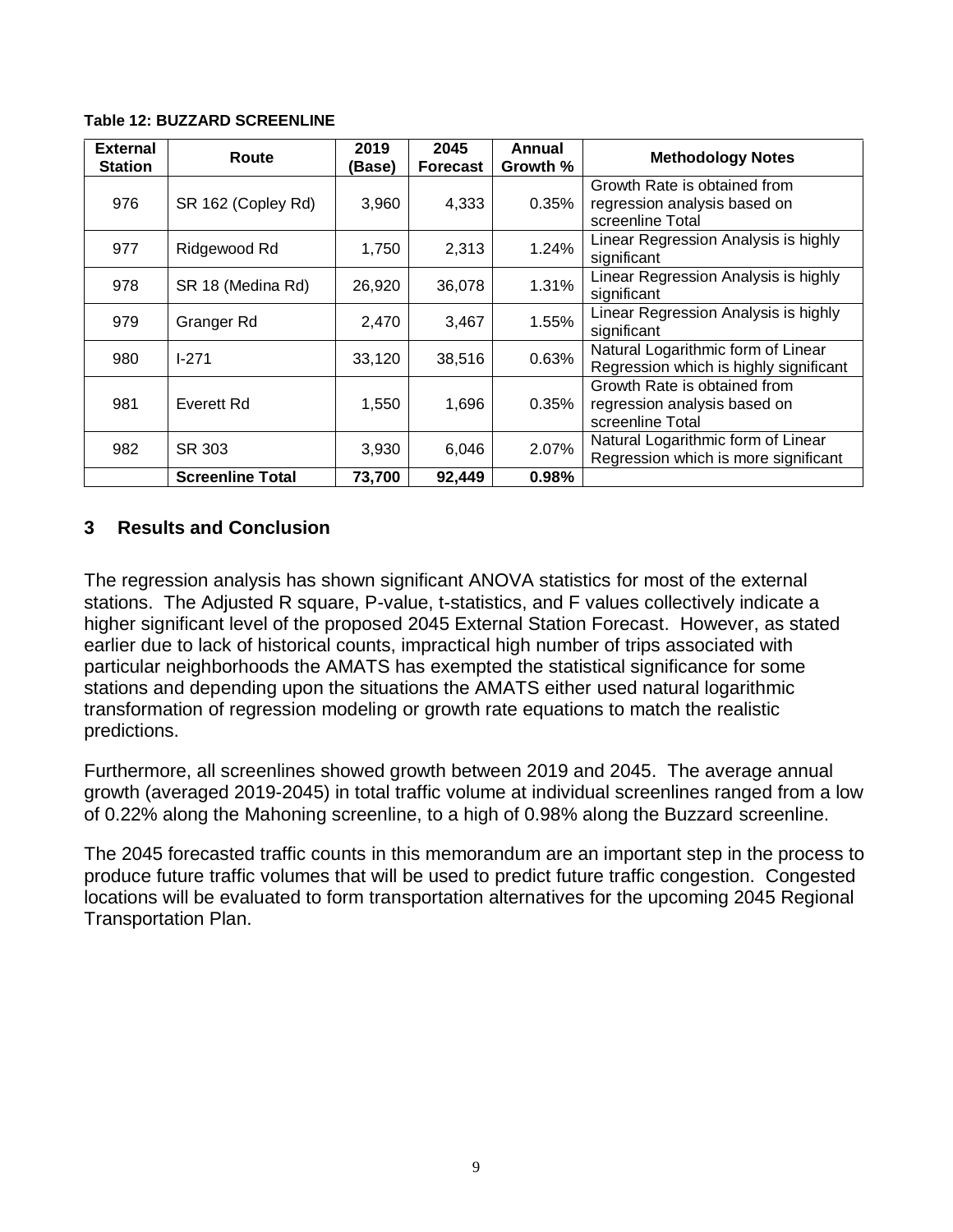**Table 12: BUZZARD SCREENLINE**

| External Station | Route | 2019 (Base) | 2045 Forecast | Annual Growth % | Methodology Notes |
|---|---|---|---|---|---|
| 976 | SR 162 (Copley Rd) | 3,960 | 4,333 | 0.35% | Growth Rate is obtained from regression analysis based on screenline Total |
| 977 | Ridgewood Rd | 1,750 | 2,313 | 1.24% | Linear Regression Analysis is highly significant |
| 978 | SR 18 (Medina Rd) | 26,920 | 36,078 | 1.31% | Linear Regression Analysis is highly significant |
| 979 | Granger Rd | 2,470 | 3,467 | 1.55% | Linear Regression Analysis is highly significant |
| 980 | I-271 | 33,120 | 38,516 | 0.63% | Natural Logarithmic form of Linear Regression which is highly significant |
| 981 | Everett Rd | 1,550 | 1,696 | 0.35% | Growth Rate is obtained from regression analysis based on screenline Total |
| 982 | SR 303 | 3,930 | 6,046 | 2.07% | Natural Logarithmic form of Linear Regression which is more significant |
| | **Screenline Total** | **73,700** | **92,449** | **0.98%** | |

## 3 Results and Conclusion

The regression analysis has shown significant ANOVA statistics for most of the external stations. The Adjusted R square, P-value, t-statistics, and F values collectively indicate a higher significant level of the proposed 2045 External Station Forecast. However, as stated earlier due to lack of historical counts, impractical high number of trips associated with particular neighborhoods the AMATS has exempted the statistical significance for some stations and depending upon the situations the AMATS either used natural logarithmic transformation of regression modeling or growth rate equations to match the realistic predictions.

Furthermore, all screenlines showed growth between 2019 and 2045. The average annual growth (averaged 2019-2045) in total traffic volume at individual screenlines ranged from a low of 0.22% along the Mahoning screenline, to a high of 0.98% along the Buzzard screenline.

The 2045 forecasted traffic counts in this memorandum are an important step in the process to produce future traffic volumes that will be used to predict future traffic congestion. Congested locations will be evaluated to form transportation alternatives for the upcoming 2045 Regional Transportation Plan.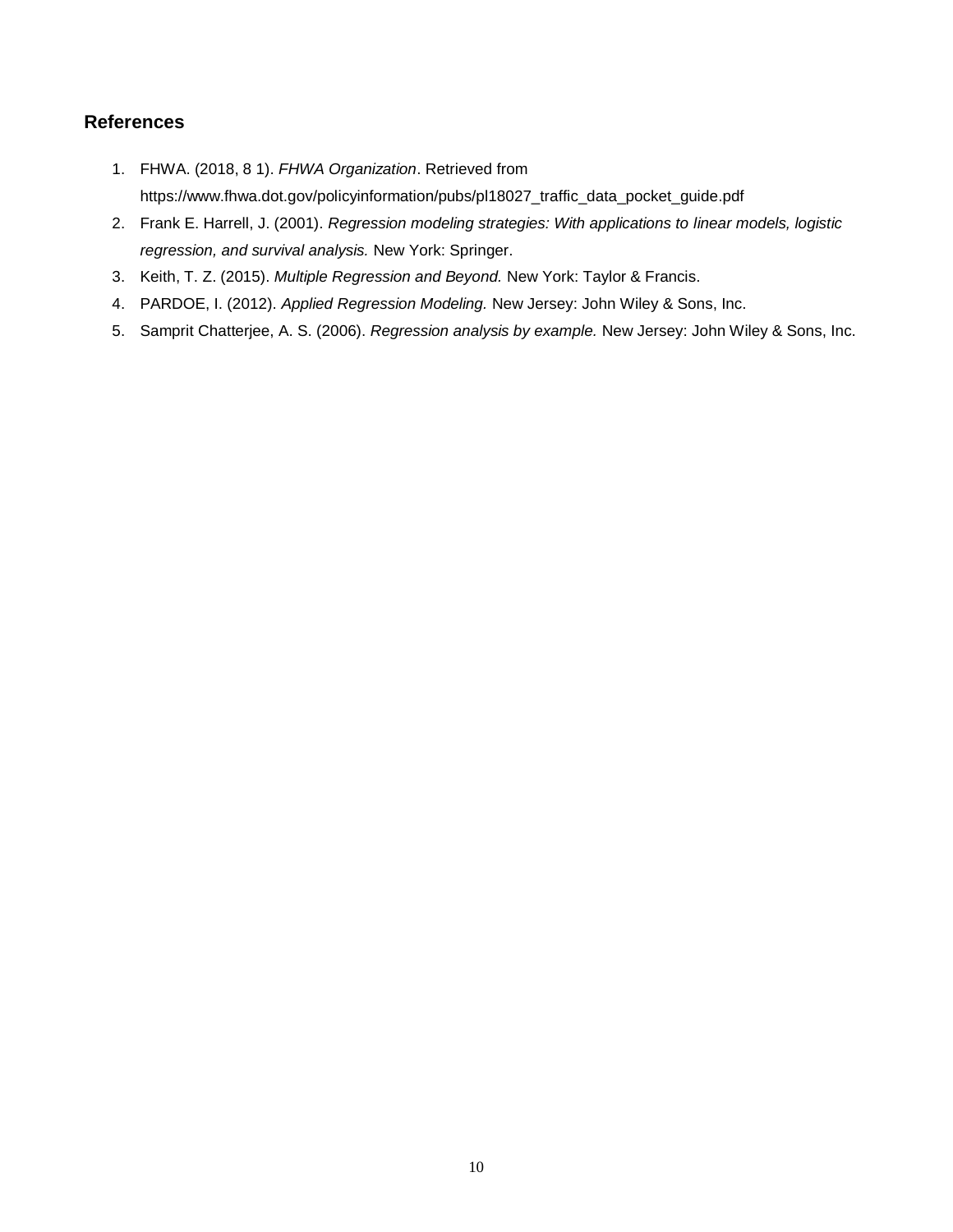## References

1. FHWA. (2018, 8 1). *FHWA Organization*. Retrieved from https://www.fhwa.dot.gov/policyinformation/pubs/pl18027_traffic_data_pocket_guide.pdf
2. Frank E. Harrell, J. (2001). *Regression modeling strategies: With applications to linear models, logistic regression, and survival analysis.* New York: Springer.
3. Keith, T. Z. (2015). *Multiple Regression and Beyond.* New York: Taylor & Francis.
4. PARDOE, I. (2012). *Applied Regression Modeling.* New Jersey: John Wiley & Sons, Inc.
5. Samprit Chatterjee, A. S. (2006). *Regression analysis by example.* New Jersey: John Wiley & Sons, Inc.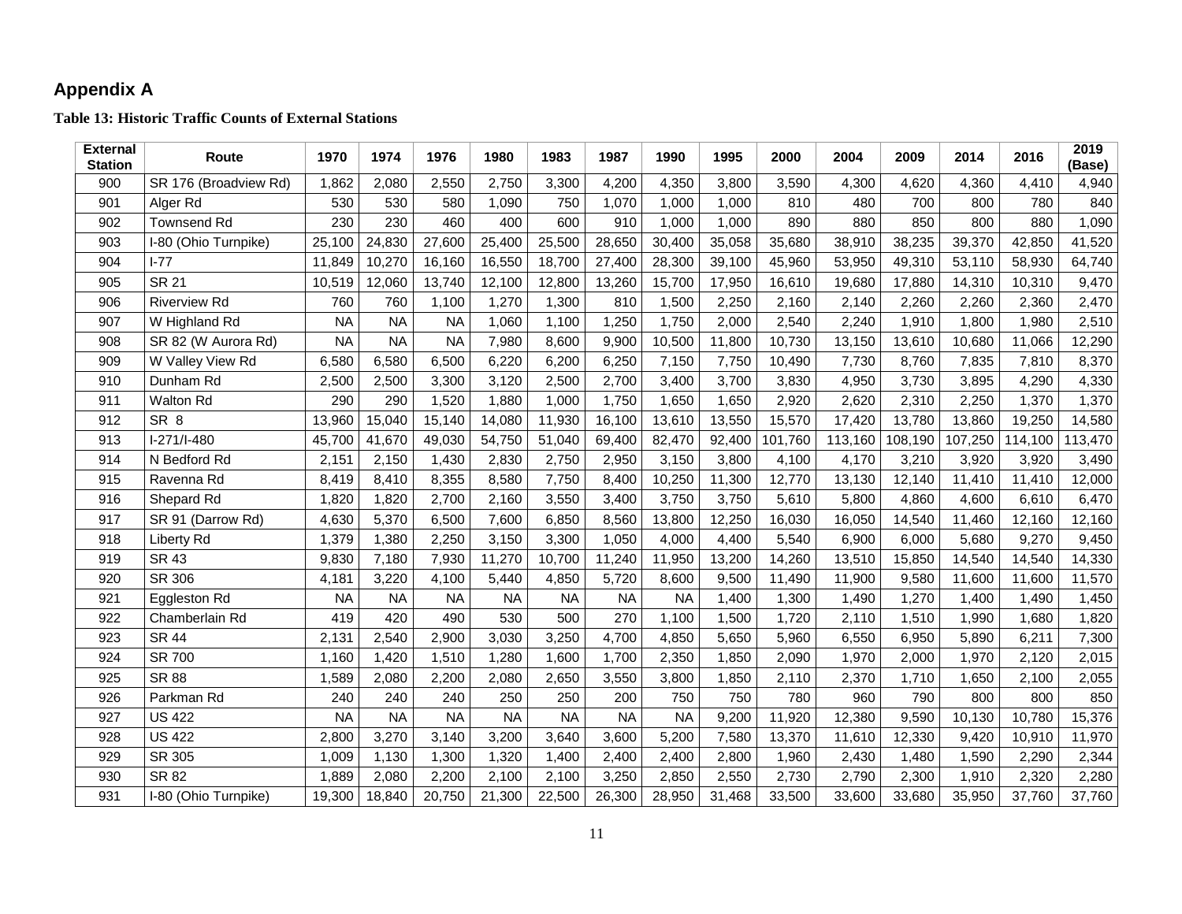# Appendix A

**Table 13: Historic Traffic Counts of External Stations**

| External Station | Route | 1970 | 1974 | 1976 | 1980 | 1983 | 1987 | 1990 | 1995 | 2000 | 2004 | 2009 | 2014 | 2016 | 2019 (Base) |
|---|---|---|---|---|---|---|---|---|---|---|---|---|---|---|---|
| 900 | SR 176 (Broadview Rd) | 1,862 | 2,080 | 2,550 | 2,750 | 3,300 | 4,200 | 4,350 | 3,800 | 3,590 | 4,300 | 4,620 | 4,360 | 4,410 | 4,940 |
| 901 | Alger Rd | 530 | 530 | 580 | 1,090 | 750 | 1,070 | 1,000 | 1,000 | 810 | 480 | 700 | 800 | 780 | 840 |
| 902 | Townsend Rd | 230 | 230 | 460 | 400 | 600 | 910 | 1,000 | 1,000 | 890 | 880 | 850 | 800 | 880 | 1,090 |
| 903 | I-80 (Ohio Turnpike) | 25,100 | 24,830 | 27,600 | 25,400 | 25,500 | 28,650 | 30,400 | 35,058 | 35,680 | 38,910 | 38,235 | 39,370 | 42,850 | 41,520 |
| 904 | I-77 | 11,849 | 10,270 | 16,160 | 16,550 | 18,700 | 27,400 | 28,300 | 39,100 | 45,960 | 53,950 | 49,310 | 53,110 | 58,930 | 64,740 |
| 905 | SR 21 | 10,519 | 12,060 | 13,740 | 12,100 | 12,800 | 13,260 | 15,700 | 17,950 | 16,610 | 19,680 | 17,880 | 14,310 | 10,310 | 9,470 |
| 906 | Riverview Rd | 760 | 760 | 1,100 | 1,270 | 1,300 | 810 | 1,500 | 2,250 | 2,160 | 2,140 | 2,260 | 2,260 | 2,360 | 2,470 |
| 907 | W Highland Rd | NA | NA | NA | 1,060 | 1,100 | 1,250 | 1,750 | 2,000 | 2,540 | 2,240 | 1,910 | 1,800 | 1,980 | 2,510 |
| 908 | SR 82 (W Aurora Rd) | NA | NA | NA | 7,980 | 8,600 | 9,900 | 10,500 | 11,800 | 10,730 | 13,150 | 13,610 | 10,680 | 11,066 | 12,290 |
| 909 | W Valley View Rd | 6,580 | 6,580 | 6,500 | 6,220 | 6,200 | 6,250 | 7,150 | 7,750 | 10,490 | 7,730 | 8,760 | 7,835 | 7,810 | 8,370 |
| 910 | Dunham Rd | 2,500 | 2,500 | 3,300 | 3,120 | 2,500 | 2,700 | 3,400 | 3,700 | 3,830 | 4,950 | 3,730 | 3,895 | 4,290 | 4,330 |
| 911 | Walton Rd | 290 | 290 | 1,520 | 1,880 | 1,000 | 1,750 | 1,650 | 1,650 | 2,920 | 2,620 | 2,310 | 2,250 | 1,370 | 1,370 |
| 912 | SR 8 | 13,960 | 15,040 | 15,140 | 14,080 | 11,930 | 16,100 | 13,610 | 13,550 | 15,570 | 17,420 | 13,780 | 13,860 | 19,250 | 14,580 |
| 913 | I-271/I-480 | 45,700 | 41,670 | 49,030 | 54,750 | 51,040 | 69,400 | 82,470 | 92,400 | 101,760 | 113,160 | 108,190 | 107,250 | 114,100 | 113,470 |
| 914 | N Bedford Rd | 2,151 | 2,150 | 1,430 | 2,830 | 2,750 | 2,950 | 3,150 | 3,800 | 4,100 | 4,170 | 3,210 | 3,920 | 3,920 | 3,490 |
| 915 | Ravenna Rd | 8,419 | 8,410 | 8,355 | 8,580 | 7,750 | 8,400 | 10,250 | 11,300 | 12,770 | 13,130 | 12,140 | 11,410 | 11,410 | 12,000 |
| 916 | Shepard Rd | 1,820 | 1,820 | 2,700 | 2,160 | 3,550 | 3,400 | 3,750 | 3,750 | 5,610 | 5,800 | 4,860 | 4,600 | 6,610 | 6,470 |
| 917 | SR 91 (Darrow Rd) | 4,630 | 5,370 | 6,500 | 7,600 | 6,850 | 8,560 | 13,800 | 12,250 | 16,030 | 16,050 | 14,540 | 11,460 | 12,160 | 12,160 |
| 918 | Liberty Rd | 1,379 | 1,380 | 2,250 | 3,150 | 3,300 | 1,050 | 4,000 | 4,400 | 5,540 | 6,900 | 6,000 | 5,680 | 9,270 | 9,450 |
| 919 | SR 43 | 9,830 | 7,180 | 7,930 | 11,270 | 10,700 | 11,240 | 11,950 | 13,200 | 14,260 | 13,510 | 15,850 | 14,540 | 14,540 | 14,330 |
| 920 | SR 306 | 4,181 | 3,220 | 4,100 | 5,440 | 4,850 | 5,720 | 8,600 | 9,500 | 11,490 | 11,900 | 9,580 | 11,600 | 11,600 | 11,570 |
| 921 | Eggleston Rd | NA | NA | NA | NA | NA | NA | NA | 1,400 | 1,300 | 1,490 | 1,270 | 1,400 | 1,490 | 1,450 |
| 922 | Chamberlain Rd | 419 | 420 | 490 | 530 | 500 | 270 | 1,100 | 1,500 | 1,720 | 2,110 | 1,510 | 1,990 | 1,680 | 1,820 |
| 923 | SR 44 | 2,131 | 2,540 | 2,900 | 3,030 | 3,250 | 4,700 | 4,850 | 5,650 | 5,960 | 6,550 | 6,950 | 5,890 | 6,211 | 7,300 |
| 924 | SR 700 | 1,160 | 1,420 | 1,510 | 1,280 | 1,600 | 1,700 | 2,350 | 1,850 | 2,090 | 1,970 | 2,000 | 1,970 | 2,120 | 2,015 |
| 925 | SR 88 | 1,589 | 2,080 | 2,200 | 2,080 | 2,650 | 3,550 | 3,800 | 1,850 | 2,110 | 2,370 | 1,710 | 1,650 | 2,100 | 2,055 |
| 926 | Parkman Rd | 240 | 240 | 240 | 250 | 250 | 200 | 750 | 750 | 780 | 960 | 790 | 800 | 800 | 850 |
| 927 | US 422 | NA | NA | NA | NA | NA | NA | NA | 9,200 | 11,920 | 12,380 | 9,590 | 10,130 | 10,780 | 15,376 |
| 928 | US 422 | 2,800 | 3,270 | 3,140 | 3,200 | 3,640 | 3,600 | 5,200 | 7,580 | 13,370 | 11,610 | 12,330 | 9,420 | 10,910 | 11,970 |
| 929 | SR 305 | 1,009 | 1,130 | 1,300 | 1,320 | 1,400 | 2,400 | 2,400 | 2,800 | 1,960 | 2,430 | 1,480 | 1,590 | 2,290 | 2,344 |
| 930 | SR 82 | 1,889 | 2,080 | 2,200 | 2,100 | 2,100 | 3,250 | 2,850 | 2,550 | 2,730 | 2,790 | 2,300 | 1,910 | 2,320 | 2,280 |
| 931 | I-80 (Ohio Turnpike) | 19,300 | 18,840 | 20,750 | 21,300 | 22,500 | 26,300 | 28,950 | 31,468 | 33,500 | 33,600 | 33,680 | 35,950 | 37,760 | 37,760 |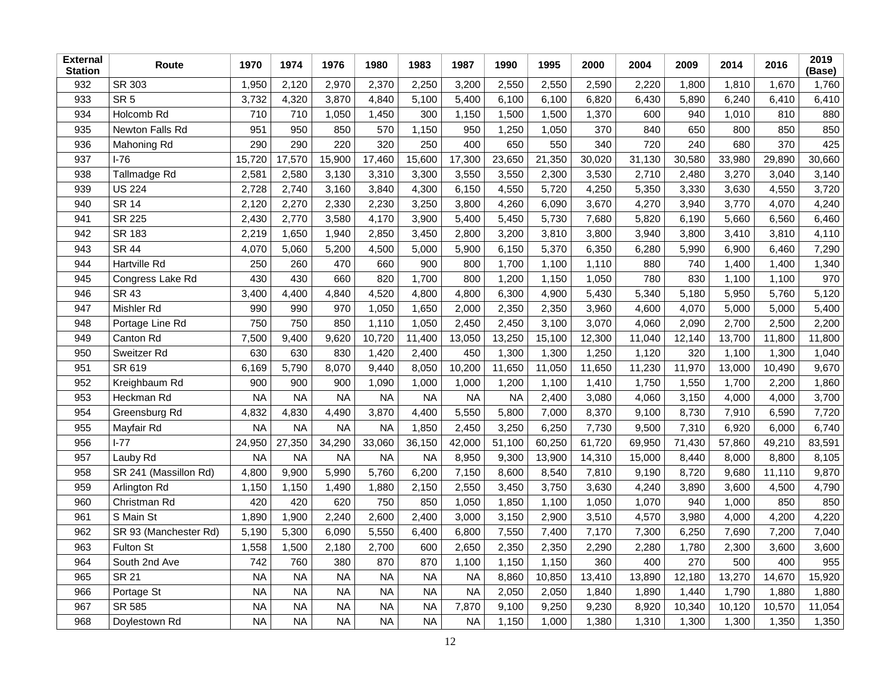| External Station | Route | 1970 | 1974 | 1976 | 1980 | 1983 | 1987 | 1990 | 1995 | 2000 | 2004 | 2009 | 2014 | 2016 | 2019 (Base) |
|---|---|---|---|---|---|---|---|---|---|---|---|---|---|---|---|
| 932 | SR 303 | 1,950 | 2,120 | 2,970 | 2,370 | 2,250 | 3,200 | 2,550 | 2,550 | 2,590 | 2,220 | 1,800 | 1,810 | 1,670 | 1,760 |
| 933 | SR 5 | 3,732 | 4,320 | 3,870 | 4,840 | 5,100 | 5,400 | 6,100 | 6,100 | 6,820 | 6,430 | 5,890 | 6,240 | 6,410 | 6,410 |
| 934 | Holcomb Rd | 710 | 710 | 1,050 | 1,450 | 300 | 1,150 | 1,500 | 1,500 | 1,370 | 600 | 940 | 1,010 | 810 | 880 |
| 935 | Newton Falls Rd | 951 | 950 | 850 | 570 | 1,150 | 950 | 1,250 | 1,050 | 370 | 840 | 650 | 800 | 850 | 850 |
| 936 | Mahoning Rd | 290 | 290 | 220 | 320 | 250 | 400 | 650 | 550 | 340 | 720 | 240 | 680 | 370 | 425 |
| 937 | I-76 | 15,720 | 17,570 | 15,900 | 17,460 | 15,600 | 17,300 | 23,650 | 21,350 | 30,020 | 31,130 | 30,580 | 33,980 | 29,890 | 30,660 |
| 938 | Tallmadge Rd | 2,581 | 2,580 | 3,130 | 3,310 | 3,300 | 3,550 | 3,550 | 2,300 | 3,530 | 2,710 | 2,480 | 3,270 | 3,040 | 3,140 |
| 939 | US 224 | 2,728 | 2,740 | 3,160 | 3,840 | 4,300 | 6,150 | 4,550 | 5,720 | 4,250 | 5,350 | 3,330 | 3,630 | 4,550 | 3,720 |
| 940 | SR 14 | 2,120 | 2,270 | 2,330 | 2,230 | 3,250 | 3,800 | 4,260 | 6,090 | 3,670 | 4,270 | 3,940 | 3,770 | 4,070 | 4,240 |
| 941 | SR 225 | 2,430 | 2,770 | 3,580 | 4,170 | 3,900 | 5,400 | 5,450 | 5,730 | 7,680 | 5,820 | 6,190 | 5,660 | 6,560 | 6,460 |
| 942 | SR 183 | 2,219 | 1,650 | 1,940 | 2,850 | 3,450 | 2,800 | 3,200 | 3,810 | 3,800 | 3,940 | 3,800 | 3,410 | 3,810 | 4,110 |
| 943 | SR 44 | 4,070 | 5,060 | 5,200 | 4,500 | 5,000 | 5,900 | 6,150 | 5,370 | 6,350 | 6,280 | 5,990 | 6,900 | 6,460 | 7,290 |
| 944 | Hartville Rd | 250 | 260 | 470 | 660 | 900 | 800 | 1,700 | 1,100 | 1,110 | 880 | 740 | 1,400 | 1,400 | 1,340 |
| 945 | Congress Lake Rd | 430 | 430 | 660 | 820 | 1,700 | 800 | 1,200 | 1,150 | 1,050 | 780 | 830 | 1,100 | 1,100 | 970 |
| 946 | SR 43 | 3,400 | 4,400 | 4,840 | 4,520 | 4,800 | 4,800 | 6,300 | 4,900 | 5,430 | 5,340 | 5,180 | 5,950 | 5,760 | 5,120 |
| 947 | Mishler Rd | 990 | 990 | 970 | 1,050 | 1,650 | 2,000 | 2,350 | 2,350 | 3,960 | 4,600 | 4,070 | 5,000 | 5,000 | 5,400 |
| 948 | Portage Line Rd | 750 | 750 | 850 | 1,110 | 1,050 | 2,450 | 2,450 | 3,100 | 3,070 | 4,060 | 2,090 | 2,700 | 2,500 | 2,200 |
| 949 | Canton Rd | 7,500 | 9,400 | 9,620 | 10,720 | 11,400 | 13,050 | 13,250 | 15,100 | 12,300 | 11,040 | 12,140 | 13,700 | 11,800 | 11,800 |
| 950 | Sweitzer Rd | 630 | 630 | 830 | 1,420 | 2,400 | 450 | 1,300 | 1,300 | 1,250 | 1,120 | 320 | 1,100 | 1,300 | 1,040 |
| 951 | SR 619 | 6,169 | 5,790 | 8,070 | 9,440 | 8,050 | 10,200 | 11,650 | 11,050 | 11,650 | 11,230 | 11,970 | 13,000 | 10,490 | 9,670 |
| 952 | Kreighbaum Rd | 900 | 900 | 900 | 1,090 | 1,000 | 1,000 | 1,200 | 1,100 | 1,410 | 1,750 | 1,550 | 1,700 | 2,200 | 1,860 |
| 953 | Heckman Rd | NA | NA | NA | NA | NA | NA | NA | 2,400 | 3,080 | 4,060 | 3,150 | 4,000 | 4,000 | 3,700 |
| 954 | Greensburg Rd | 4,832 | 4,830 | 4,490 | 3,870 | 4,400 | 5,550 | 5,800 | 7,000 | 8,370 | 9,100 | 8,730 | 7,910 | 6,590 | 7,720 |
| 955 | Mayfair Rd | NA | NA | NA | NA | 1,850 | 2,450 | 3,250 | 6,250 | 7,730 | 9,500 | 7,310 | 6,920 | 6,000 | 6,740 |
| 956 | I-77 | 24,950 | 27,350 | 34,290 | 33,060 | 36,150 | 42,000 | 51,100 | 60,250 | 61,720 | 69,950 | 71,430 | 57,860 | 49,210 | 83,591 |
| 957 | Lauby Rd | NA | NA | NA | NA | NA | 8,950 | 9,300 | 13,900 | 14,310 | 15,000 | 8,440 | 8,000 | 8,800 | 8,105 |
| 958 | SR 241 (Massillon Rd) | 4,800 | 9,900 | 5,990 | 5,760 | 6,200 | 7,150 | 8,600 | 8,540 | 7,810 | 9,190 | 8,720 | 9,680 | 11,110 | 9,870 |
| 959 | Arlington Rd | 1,150 | 1,150 | 1,490 | 1,880 | 2,150 | 2,550 | 3,450 | 3,750 | 3,630 | 4,240 | 3,890 | 3,600 | 4,500 | 4,790 |
| 960 | Christman Rd | 420 | 420 | 620 | 750 | 850 | 1,050 | 1,850 | 1,100 | 1,050 | 1,070 | 940 | 1,000 | 850 | 850 |
| 961 | S Main St | 1,890 | 1,900 | 2,240 | 2,600 | 2,400 | 3,000 | 3,150 | 2,900 | 3,510 | 4,570 | 3,980 | 4,000 | 4,200 | 4,220 |
| 962 | SR 93 (Manchester Rd) | 5,190 | 5,300 | 6,090 | 5,550 | 6,400 | 6,800 | 7,550 | 7,400 | 7,170 | 7,300 | 6,250 | 7,690 | 7,200 | 7,040 |
| 963 | Fulton St | 1,558 | 1,500 | 2,180 | 2,700 | 600 | 2,650 | 2,350 | 2,350 | 2,290 | 2,280 | 1,780 | 2,300 | 3,600 | 3,600 |
| 964 | South 2nd Ave | 742 | 760 | 380 | 870 | 870 | 1,100 | 1,150 | 1,150 | 360 | 400 | 270 | 500 | 400 | 955 |
| 965 | SR 21 | NA | NA | NA | NA | NA | NA | 8,860 | 10,850 | 13,410 | 13,890 | 12,180 | 13,270 | 14,670 | 15,920 |
| 966 | Portage St | NA | NA | NA | NA | NA | NA | 2,050 | 2,050 | 1,840 | 1,890 | 1,440 | 1,790 | 1,880 | 1,880 |
| 967 | SR 585 | NA | NA | NA | NA | NA | 7,870 | 9,100 | 9,250 | 9,230 | 8,920 | 10,340 | 10,120 | 10,570 | 11,054 |
| 968 | Doylestown Rd | NA | NA | NA | NA | NA | NA | 1,150 | 1,000 | 1,380 | 1,310 | 1,300 | 1,300 | 1,350 | 1,350 |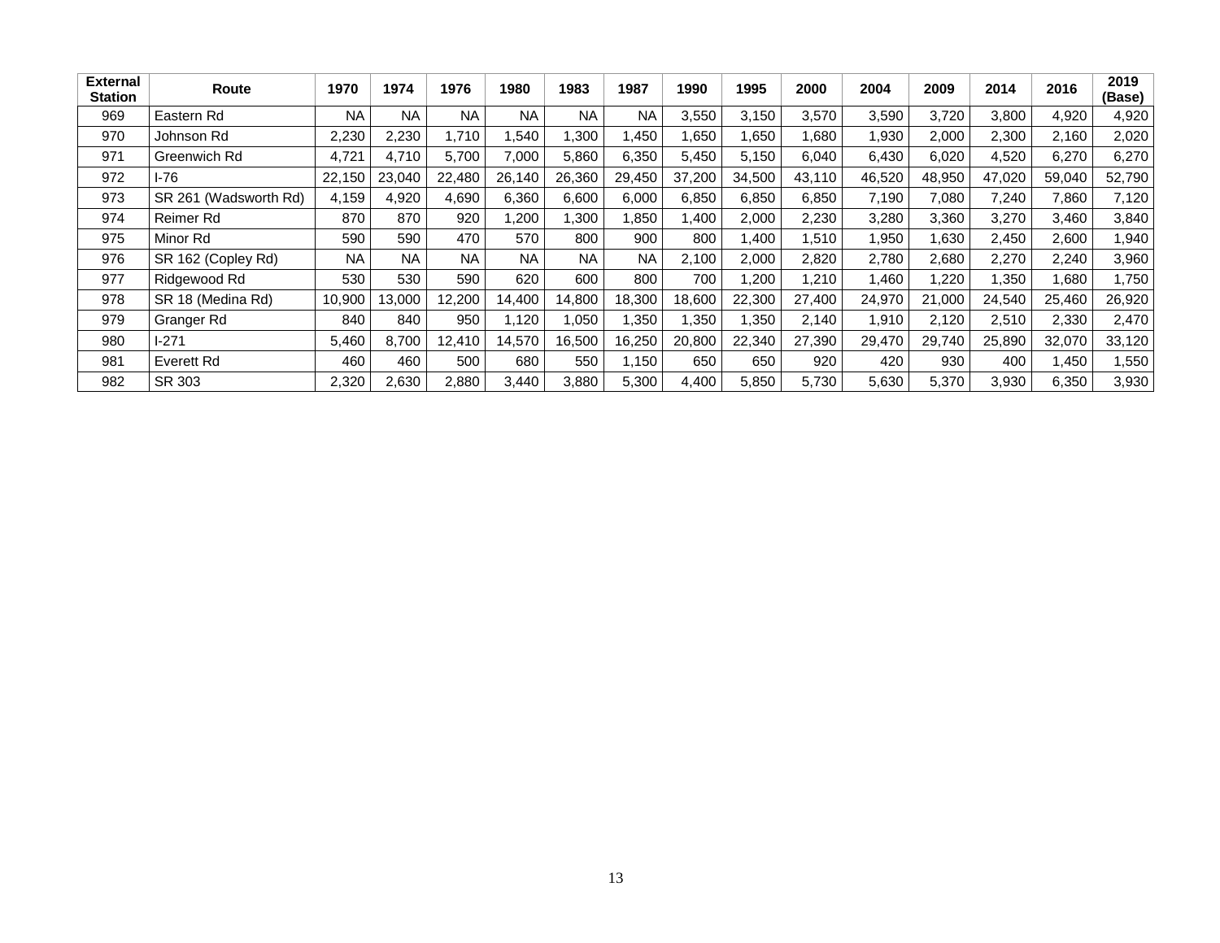| External Station | Route | 1970 | 1974 | 1976 | 1980 | 1983 | 1987 | 1990 | 1995 | 2000 | 2004 | 2009 | 2014 | 2016 | 2019 (Base) |
|---|---|---|---|---|---|---|---|---|---|---|---|---|---|---|---|
| 969 | Eastern Rd | NA | NA | NA | NA | NA | NA | 3,550 | 3,150 | 3,570 | 3,590 | 3,720 | 3,800 | 4,920 | 4,920 |
| 970 | Johnson Rd | 2,230 | 2,230 | 1,710 | 1,540 | 1,300 | 1,450 | 1,650 | 1,650 | 1,680 | 1,930 | 2,000 | 2,300 | 2,160 | 2,020 |
| 971 | Greenwich Rd | 4,721 | 4,710 | 5,700 | 7,000 | 5,860 | 6,350 | 5,450 | 5,150 | 6,040 | 6,430 | 6,020 | 4,520 | 6,270 | 6,270 |
| 972 | I-76 | 22,150 | 23,040 | 22,480 | 26,140 | 26,360 | 29,450 | 37,200 | 34,500 | 43,110 | 46,520 | 48,950 | 47,020 | 59,040 | 52,790 |
| 973 | SR 261 (Wadsworth Rd) | 4,159 | 4,920 | 4,690 | 6,360 | 6,600 | 6,000 | 6,850 | 6,850 | 6,850 | 7,190 | 7,080 | 7,240 | 7,860 | 7,120 |
| 974 | Reimer Rd | 870 | 870 | 920 | 1,200 | 1,300 | 1,850 | 1,400 | 2,000 | 2,230 | 3,280 | 3,360 | 3,270 | 3,460 | 3,840 |
| 975 | Minor Rd | 590 | 590 | 470 | 570 | 800 | 900 | 800 | 1,400 | 1,510 | 1,950 | 1,630 | 2,450 | 2,600 | 1,940 |
| 976 | SR 162 (Copley Rd) | NA | NA | NA | NA | NA | NA | 2,100 | 2,000 | 2,820 | 2,780 | 2,680 | 2,270 | 2,240 | 3,960 |
| 977 | Ridgewood Rd | 530 | 530 | 590 | 620 | 600 | 800 | 700 | 1,200 | 1,210 | 1,460 | 1,220 | 1,350 | 1,680 | 1,750 |
| 978 | SR 18 (Medina Rd) | 10,900 | 13,000 | 12,200 | 14,400 | 14,800 | 18,300 | 18,600 | 22,300 | 27,400 | 24,970 | 21,000 | 24,540 | 25,460 | 26,920 |
| 979 | Granger Rd | 840 | 840 | 950 | 1,120 | 1,050 | 1,350 | 1,350 | 1,350 | 2,140 | 1,910 | 2,120 | 2,510 | 2,330 | 2,470 |
| 980 | I-271 | 5,460 | 8,700 | 12,410 | 14,570 | 16,500 | 16,250 | 20,800 | 22,340 | 27,390 | 29,470 | 29,740 | 25,890 | 32,070 | 33,120 |
| 981 | Everett Rd | 460 | 460 | 500 | 680 | 550 | 1,150 | 650 | 650 | 920 | 420 | 930 | 400 | 1,450 | 1,550 |
| 982 | SR 303 | 2,320 | 2,630 | 2,880 | 3,440 | 3,880 | 5,300 | 4,400 | 5,850 | 5,730 | 5,630 | 5,370 | 3,930 | 6,350 | 3,930 |